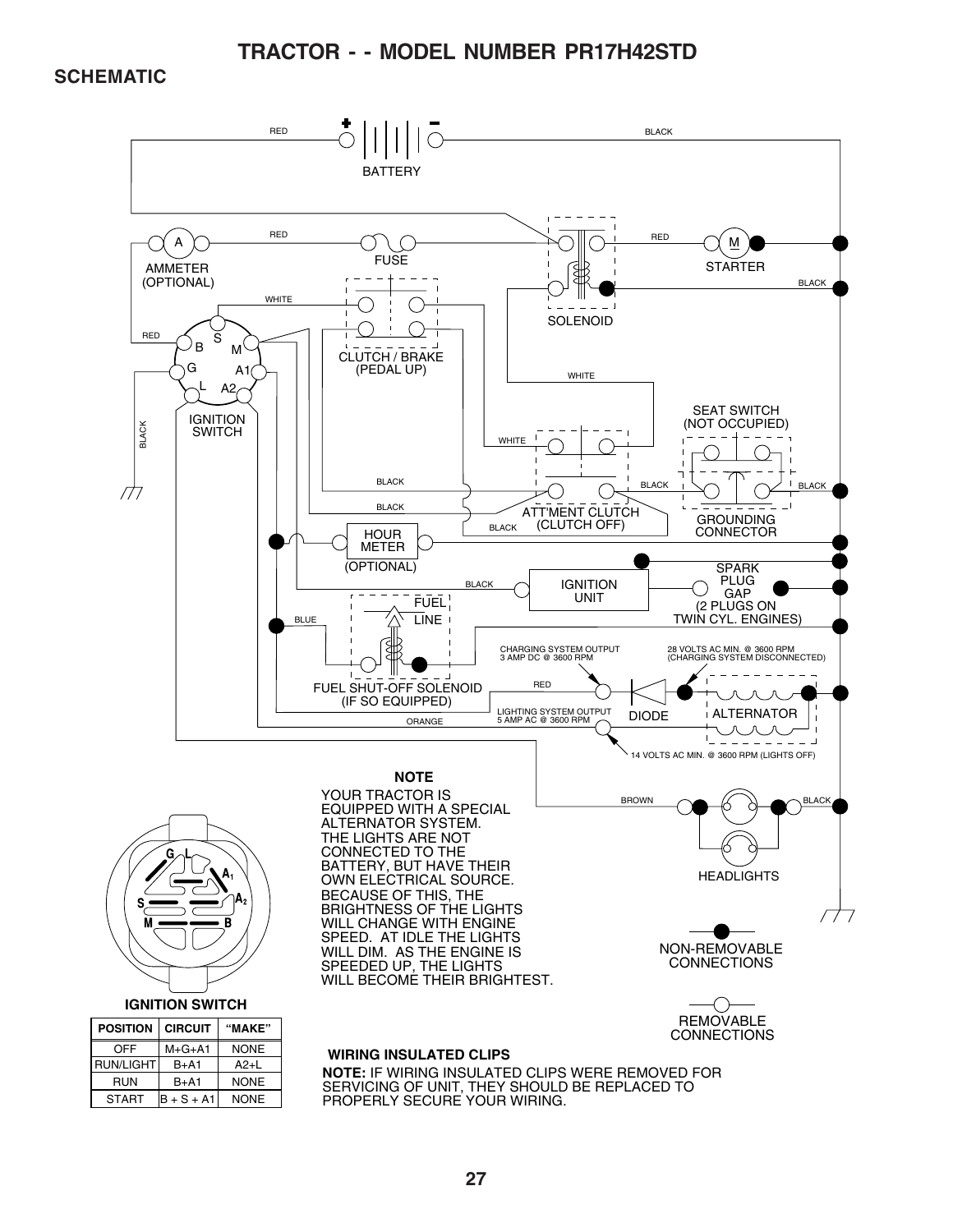# TRACTOR - - MODEL NUMBER PR17H42STD

## SCHEMATIC

RED BATTERY BLACK

RED AMMETER (OPTIONAL) FUSE SOLENOID RED STARTER BLACK

WHITE CLUTCH / BRAKE (PEDAL UP)

RED B S M G A1 L A2 IGNITION SWITCH BLACK

WHITE SEAT SWITCH (NOT OCCUPIED)

WHITE BLACK BLACK BLACK ATT'MENT CLUTCH (CLUTCH OFF) BLACK GROUNDING CONNECTOR BLACK

HOUR METER (OPTIONAL)

BLACK IGNITION UNIT SPARK PLUG GAP (2 PLUGS ON TWIN CYL. ENGINES)

BLUE FUEL LINE FUEL SHUT-OFF SOLENOID (IF SO EQUIPPED)

CHARGING SYSTEM OUTPUT 3 AMP DC @ 3600 RPM

28 VOLTS AC MIN. @ 3600 RPM (CHARGING SYSTEM DISCONNECTED)

RED DIODE ALTERNATOR

ORANGE LIGHTING SYSTEM OUTPUT 5 AMP AC @ 3600 RPM

14 VOLTS AC MIN. @ 3600 RPM (LIGHTS OFF)

BROWN BLACK HEADLIGHTS

### NOTE

YOUR TRACTOR IS EQUIPPED WITH A SPECIAL ALTERNATOR SYSTEM. THE LIGHTS ARE NOT CONNECTED TO THE BATTERY, BUT HAVE THEIR OWN ELECTRICAL SOURCE. BECAUSE OF THIS, THE BRIGHTNESS OF THE LIGHTS WILL CHANGE WITH ENGINE SPEED. AT IDLE THE LIGHTS WILL DIM. AS THE ENGINE IS SPEEDED UP, THE LIGHTS WILL BECOME THEIR BRIGHTEST.

NON-REMOVABLE CONNECTIONS

REMOVABLE CONNECTIONS

G L A1 A2 S M B

**IGNITION SWITCH**

| POSITION | CIRCUIT | "MAKE" |
|---|---|---|
| OFF | M+G+A1 | NONE |
| RUN/LIGHT | B+A1 | A2+L |
| RUN | B+A1 | NONE |
| START | B + S + A1 | NONE |

**WIRING INSULATED CLIPS**

**NOTE:** IF WIRING INSULATED CLIPS WERE REMOVED FOR SERVICING OF UNIT, THEY SHOULD BE REPLACED TO PROPERLY SECURE YOUR WIRING.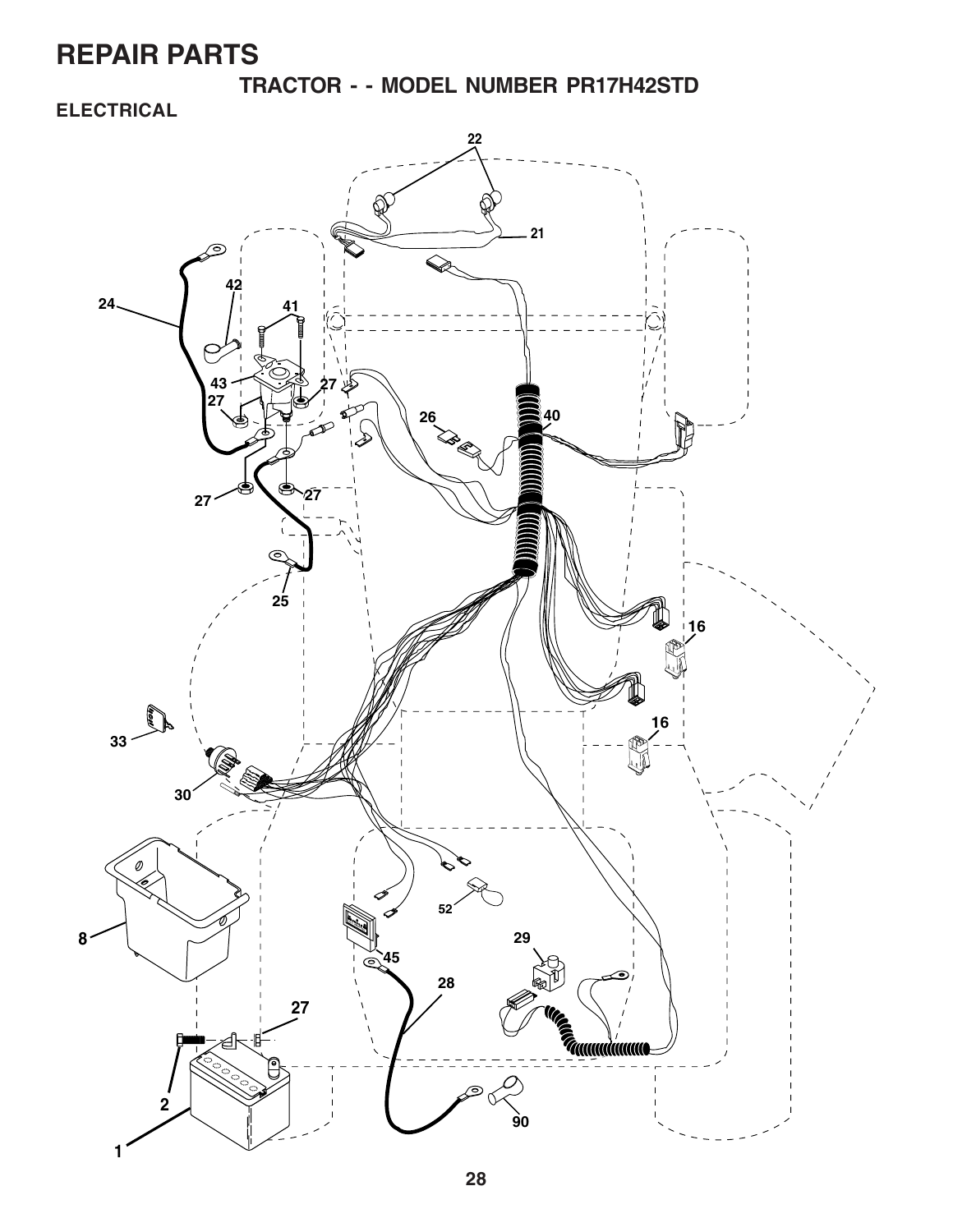# REPAIR PARTS

## TRACTOR - - MODEL NUMBER PR17H42STD

### ELECTRICAL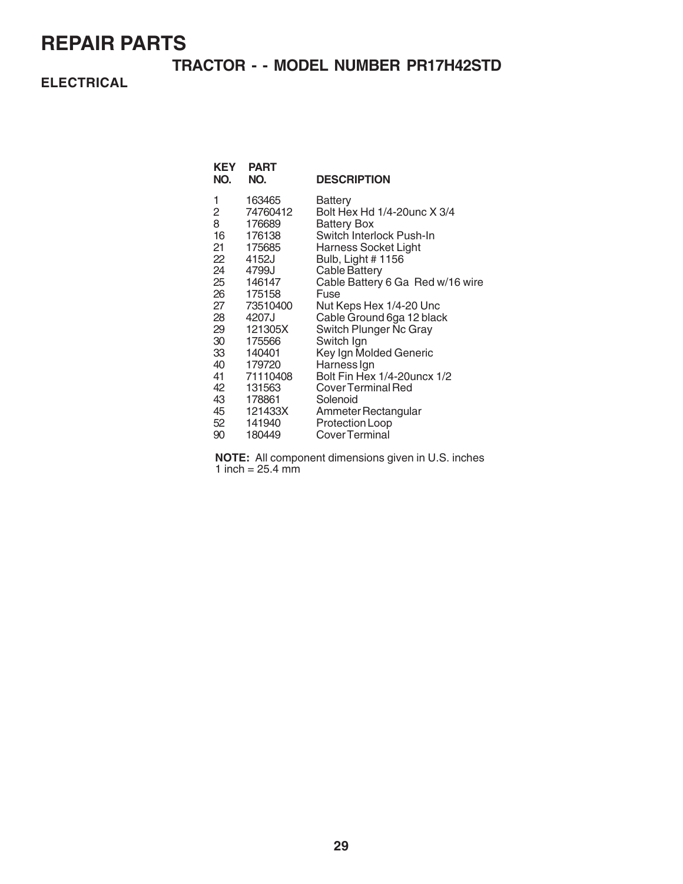# REPAIR PARTS

## TRACTOR - - MODEL NUMBER PR17H42STD

### ELECTRICAL

| KEY NO. | PART NO. | DESCRIPTION |
|---|---|---|
| 1 | 163465 | Battery |
| 2 | 74760412 | Bolt Hex Hd 1/4-20unc X 3/4 |
| 8 | 176689 | Battery Box |
| 16 | 176138 | Switch Interlock Push-In |
| 21 | 175685 | Harness Socket Light |
| 22 | 4152J | Bulb, Light # 1156 |
| 24 | 4799J | Cable Battery |
| 25 | 146147 | Cable Battery 6 Ga Red w/16 wire |
| 26 | 175158 | Fuse |
| 27 | 73510400 | Nut Keps Hex 1/4-20 Unc |
| 28 | 4207J | Cable Ground 6ga 12 black |
| 29 | 121305X | Switch Plunger Nc Gray |
| 30 | 175566 | Switch Ign |
| 33 | 140401 | Key Ign Molded Generic |
| 40 | 179720 | Harness Ign |
| 41 | 71110408 | Bolt Fin Hex 1/4-20uncx 1/2 |
| 42 | 131563 | Cover Terminal Red |
| 43 | 178861 | Solenoid |
| 45 | 121433X | Ammeter Rectangular |
| 52 | 141940 | Protection Loop |
| 90 | 180449 | Cover Terminal |

**NOTE:** All component dimensions given in U.S. inches
1 inch = 25.4 mm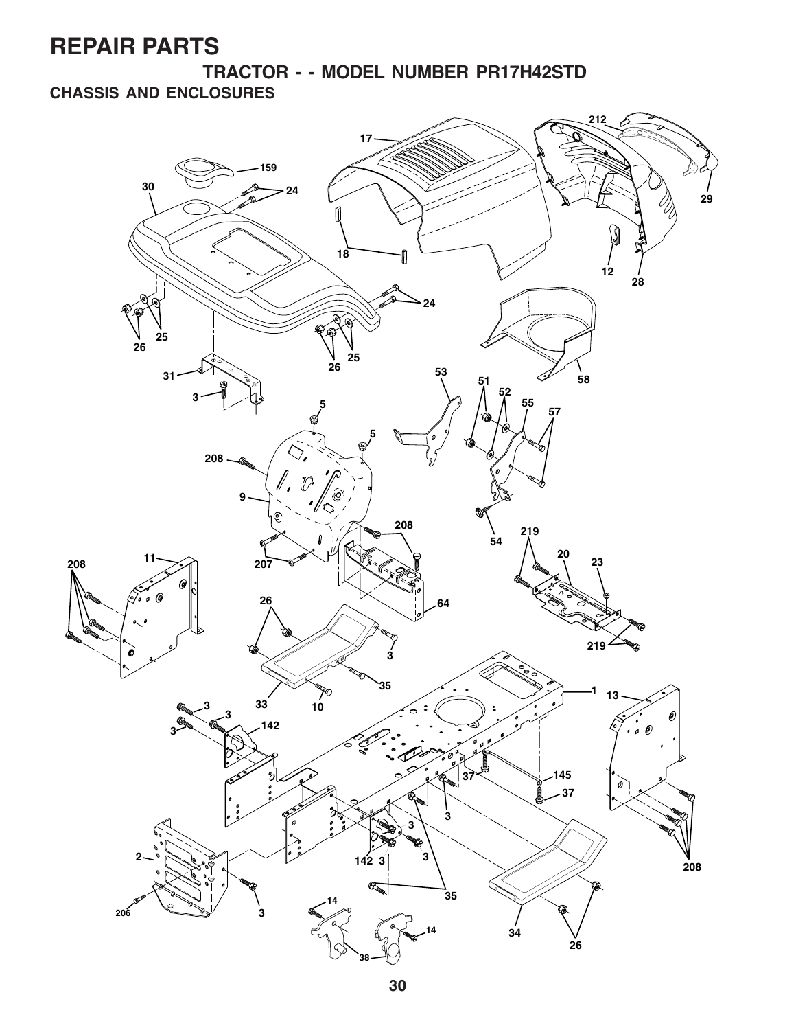# REPAIR PARTS

## TRACTOR - - MODEL NUMBER PR17H42STD

### CHASSIS AND ENCLOSURES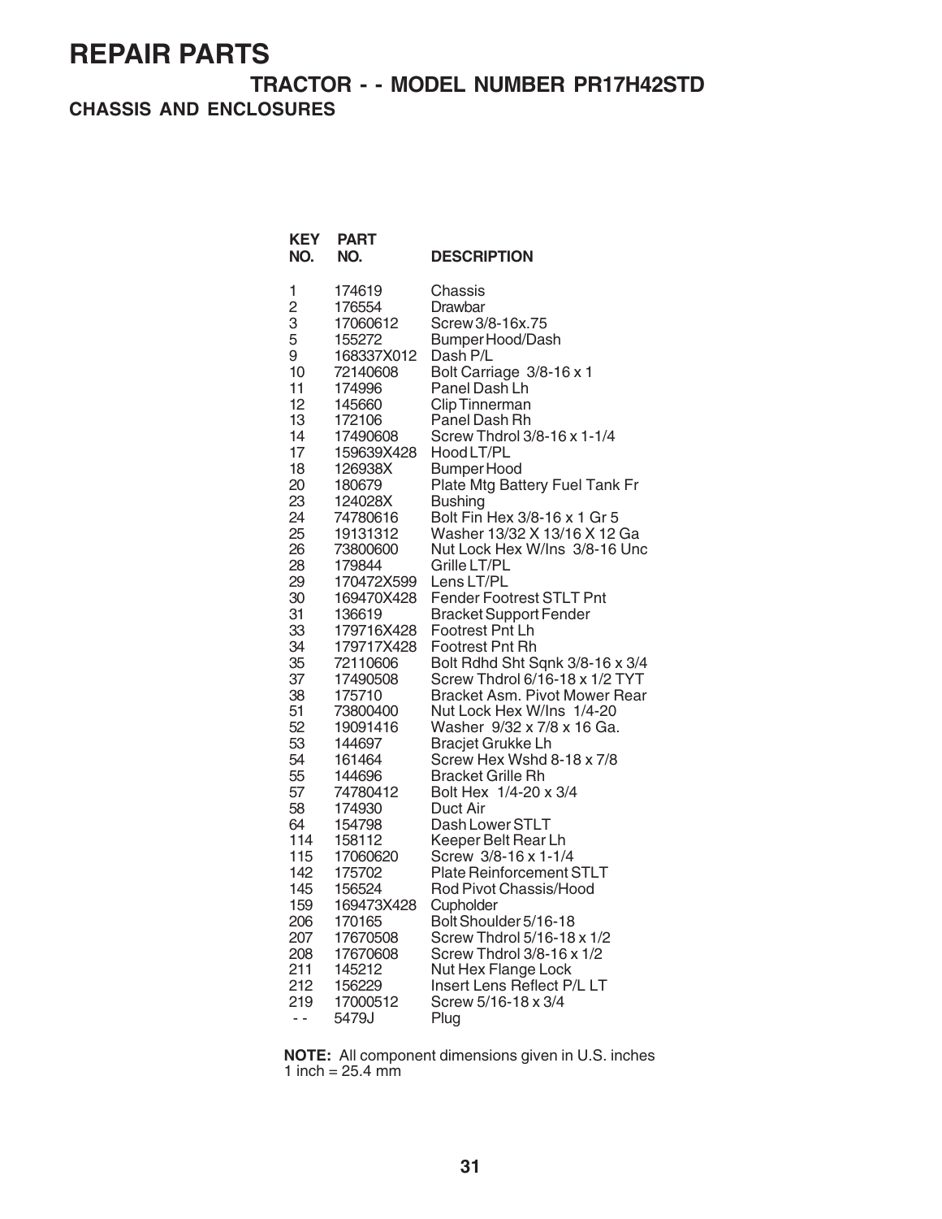# REPAIR PARTS

## TRACTOR - - MODEL NUMBER PR17H42STD

### CHASSIS AND ENCLOSURES

| KEY NO. | PART NO. | DESCRIPTION |
|---|---|---|
| 1 | 174619 | Chassis |
| 2 | 176554 | Drawbar |
| 3 | 17060612 | Screw 3/8-16x.75 |
| 5 | 155272 | Bumper Hood/Dash |
| 9 | 168337X012 | Dash P/L |
| 10 | 72140608 | Bolt Carriage 3/8-16 x 1 |
| 11 | 174996 | Panel Dash Lh |
| 12 | 145660 | Clip Tinnerman |
| 13 | 172106 | Panel Dash Rh |
| 14 | 17490608 | Screw Thdrol 3/8-16 x 1-1/4 |
| 17 | 159639X428 | Hood LT/PL |
| 18 | 126938X | Bumper Hood |
| 20 | 180679 | Plate Mtg Battery Fuel Tank Fr |
| 23 | 124028X | Bushing |
| 24 | 74780616 | Bolt Fin Hex 3/8-16 x 1 Gr 5 |
| 25 | 19131312 | Washer 13/32 X 13/16 X 12 Ga |
| 26 | 73800600 | Nut Lock Hex W/Ins 3/8-16 Unc |
| 28 | 179844 | Grille LT/PL |
| 29 | 170472X599 | Lens LT/PL |
| 30 | 169470X428 | Fender Footrest STLT Pnt |
| 31 | 136619 | Bracket Support Fender |
| 33 | 179716X428 | Footrest Pnt Lh |
| 34 | 179717X428 | Footrest Pnt Rh |
| 35 | 72110606 | Bolt Rdhd Sht Sqnk 3/8-16 x 3/4 |
| 37 | 17490508 | Screw Thdrol 6/16-18 x 1/2 TYT |
| 38 | 175710 | Bracket Asm. Pivot Mower Rear |
| 51 | 73800400 | Nut Lock Hex W/Ins 1/4-20 |
| 52 | 19091416 | Washer 9/32 x 7/8 x 16 Ga. |
| 53 | 144697 | Bracjet Grukke Lh |
| 54 | 161464 | Screw Hex Wshd 8-18 x 7/8 |
| 55 | 144696 | Bracket Grille Rh |
| 57 | 74780412 | Bolt Hex 1/4-20 x 3/4 |
| 58 | 174930 | Duct Air |
| 64 | 154798 | Dash Lower STLT |
| 114 | 158112 | Keeper Belt Rear Lh |
| 115 | 17060620 | Screw 3/8-16 x 1-1/4 |
| 142 | 175702 | Plate Reinforcement STLT |
| 145 | 156524 | Rod Pivot Chassis/Hood |
| 159 | 169473X428 | Cupholder |
| 206 | 170165 | Bolt Shoulder 5/16-18 |
| 207 | 17670508 | Screw Thdrol 5/16-18 x 1/2 |
| 208 | 17670608 | Screw Thdrol 3/8-16 x 1/2 |
| 211 | 145212 | Nut Hex Flange Lock |
| 212 | 156229 | Insert Lens Reflect P/L LT |
| 219 | 17000512 | Screw 5/16-18 x 3/4 |
| - - | 5479J | Plug |

**NOTE:** All component dimensions given in U.S. inches
1 inch = 25.4 mm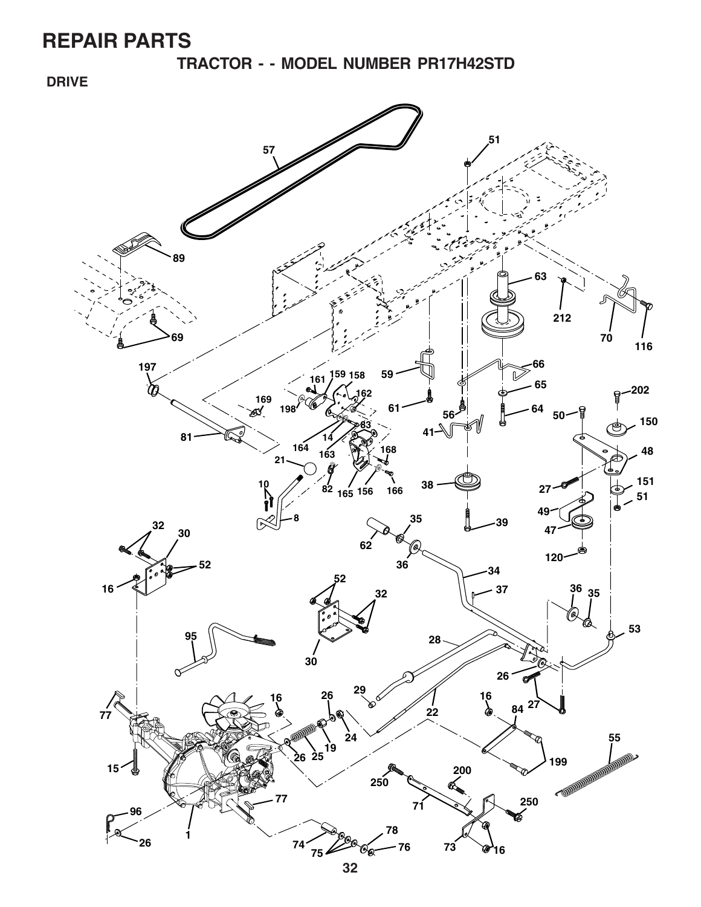# REPAIR PARTS

## TRACTOR - - MODEL NUMBER PR17H42STD

### DRIVE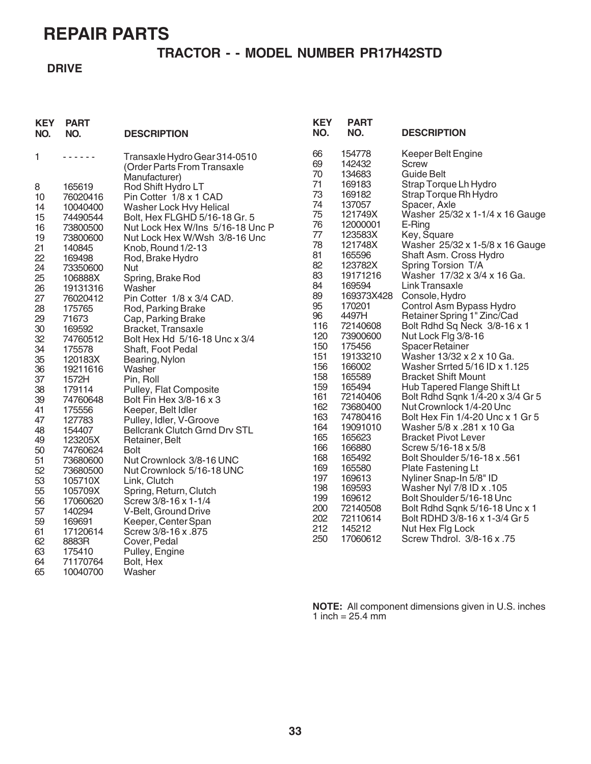# REPAIR PARTS

## TRACTOR - - MODEL NUMBER PR17H42STD

### DRIVE

| KEY NO. | PART NO. | DESCRIPTION |
|---|---|---|
| 1 | - - - - - - | Transaxle Hydro Gear 314-0510 (Order Parts From Transaxle Manufacturer) |
| 8 | 165619 | Rod Shift Hydro LT |
| 10 | 76020416 | Pin Cotter 1/8 x 1 CAD |
| 14 | 10040400 | Washer Lock Hvy Helical |
| 15 | 74490544 | Bolt, Hex FLGHD 5/16-18 Gr. 5 |
| 16 | 73800500 | Nut Lock Hex W/Ins 5/16-18 Unc P |
| 19 | 73800600 | Nut Lock Hex W/Wsh 3/8-16 Unc |
| 21 | 140845 | Knob, Round 1/2-13 |
| 22 | 169498 | Rod, Brake Hydro |
| 24 | 73350600 | Nut |
| 25 | 106888X | Spring, Brake Rod |
| 26 | 19131316 | Washer |
| 27 | 76020412 | Pin Cotter 1/8 x 3/4 CAD. |
| 28 | 175765 | Rod, Parking Brake |
| 29 | 71673 | Cap, Parking Brake |
| 30 | 169592 | Bracket, Transaxle |
| 32 | 74760512 | Bolt Hex Hd 5/16-18 Unc x 3/4 |
| 34 | 175578 | Shaft, Foot Pedal |
| 35 | 120183X | Bearing, Nylon |
| 36 | 19211616 | Washer |
| 37 | 1572H | Pin, Roll |
| 38 | 179114 | Pulley, Flat Composite |
| 39 | 74760648 | Bolt Fin Hex 3/8-16 x 3 |
| 41 | 175556 | Keeper, Belt Idler |
| 47 | 127783 | Pulley, Idler, V-Groove |
| 48 | 154407 | Bellcrank Clutch Grnd Drv STL |
| 49 | 123205X | Retainer, Belt |
| 50 | 74760624 | Bolt |
| 51 | 73680600 | Nut Crownlock 3/8-16 UNC |
| 52 | 73680500 | Nut Crownlock 5/16-18 UNC |
| 53 | 105710X | Link, Clutch |
| 55 | 105709X | Spring, Return, Clutch |
| 56 | 17060620 | Screw 3/8-16 x 1-1/4 |
| 57 | 140294 | V-Belt, Ground Drive |
| 59 | 169691 | Keeper, Center Span |
| 61 | 17120614 | Screw 3/8-16 x .875 |
| 62 | 8883R | Cover, Pedal |
| 63 | 175410 | Pulley, Engine |
| 64 | 71170764 | Bolt, Hex |
| 65 | 10040700 | Washer |
| 66 | 154778 | Keeper Belt Engine |
| 69 | 142432 | Screw |
| 70 | 134683 | Guide Belt |
| 71 | 169183 | Strap Torque Lh Hydro |
| 73 | 169182 | Strap Torque Rh Hydro |
| 74 | 137057 | Spacer, Axle |
| 75 | 121749X | Washer 25/32 x 1-1/4 x 16 Gauge |
| 76 | 12000001 | E-Ring |
| 77 | 123583X | Key, Square |
| 78 | 121748X | Washer 25/32 x 1-5/8 x 16 Gauge |
| 81 | 165596 | Shaft Asm. Cross Hydro |
| 82 | 123782X | Spring Torsion T/A |
| 83 | 19171216 | Washer 17/32 x 3/4 x 16 Ga. |
| 84 | 169594 | Link Transaxle |
| 89 | 169373X428 | Console, Hydro |
| 95 | 170201 | Control Asm Bypass Hydro |
| 96 | 4497H | Retainer Spring 1" Zinc/Cad |
| 116 | 72140608 | Bolt Rdhd Sq Neck 3/8-16 x 1 |
| 120 | 73900600 | Nut Lock Flg 3/8-16 |
| 150 | 175456 | Spacer Retainer |
| 151 | 19133210 | Washer 13/32 x 2 x 10 Ga. |
| 156 | 166002 | Washer Srrted 5/16 ID x 1.125 |
| 158 | 165589 | Bracket Shift Mount |
| 159 | 165494 | Hub Tapered Flange Shift Lt |
| 161 | 72140406 | Bolt Rdhd Sqnk 1/4-20 x 3/4 Gr 5 |
| 162 | 73680400 | Nut Crownlock 1/4-20 Unc |
| 163 | 74780416 | Bolt Hex Fin 1/4-20 Unc x 1 Gr 5 |
| 164 | 19091010 | Washer 5/8 x .281 x 10 Ga |
| 165 | 165623 | Bracket Pivot Lever |
| 166 | 166880 | Screw 5/16-18 x 5/8 |
| 168 | 165492 | Bolt Shoulder 5/16-18 x .561 |
| 169 | 165580 | Plate Fastening Lt |
| 197 | 169613 | Nyliner Snap-In 5/8" ID |
| 198 | 169593 | Washer Nyl 7/8 ID x .105 |
| 199 | 169612 | Bolt Shoulder 5/16-18 Unc |
| 200 | 72140508 | Bolt Rdhd Sqnk 5/16-18 Unc x 1 |
| 202 | 72110614 | Bolt RDHD 3/8-16 x 1-3/4 Gr 5 |
| 212 | 145212 | Nut Hex Flg Lock |
| 250 | 17060612 | Screw Thdrol. 3/8-16 x .75 |

**NOTE:** All component dimensions given in U.S. inches
1 inch = 25.4 mm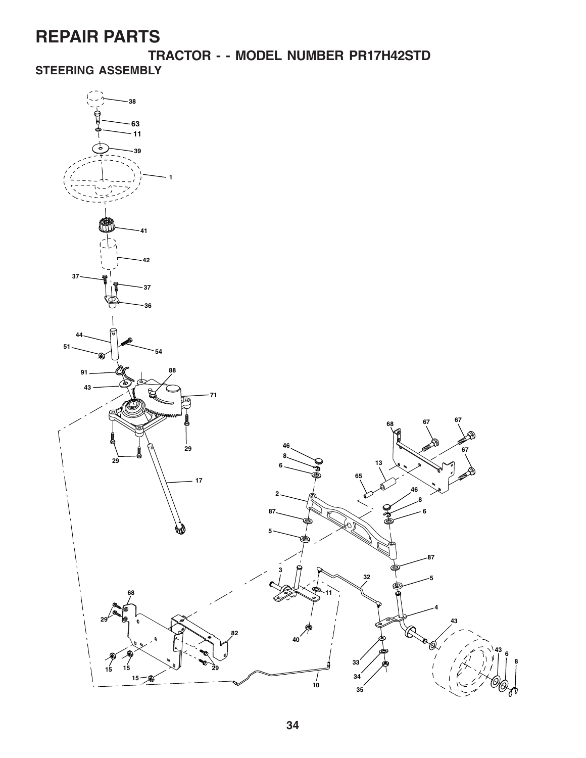# REPAIR PARTS

## TRACTOR - - MODEL NUMBER PR17H42STD

### STEERING ASSEMBLY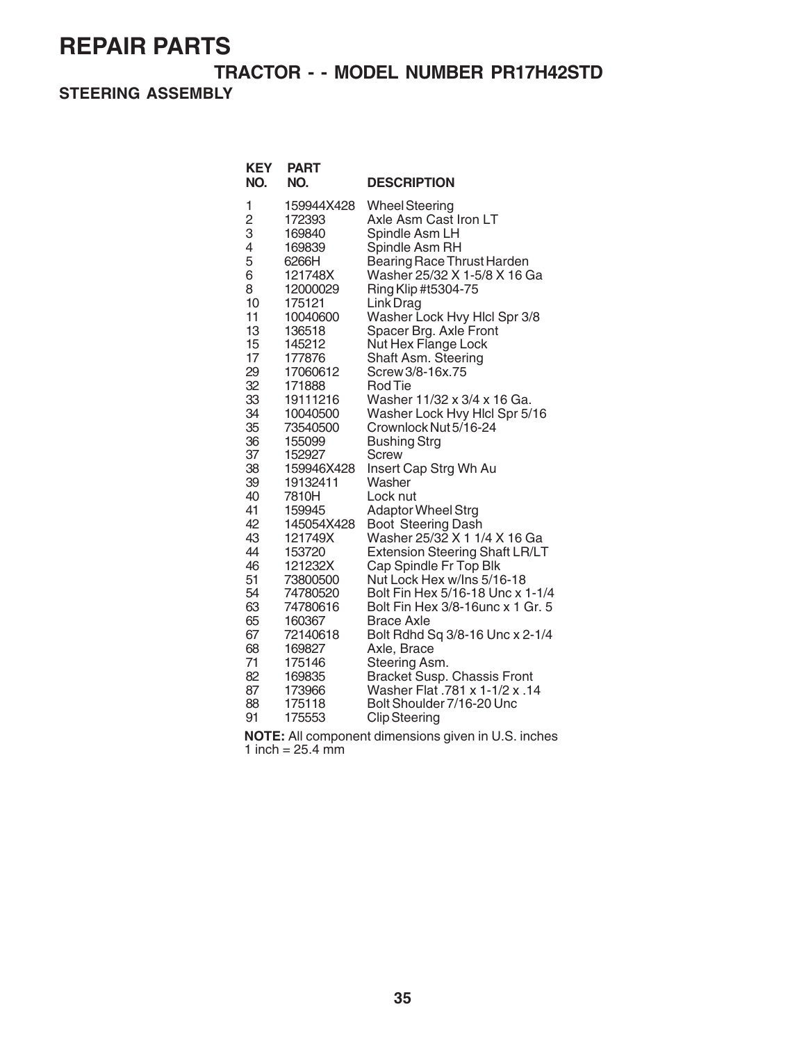# REPAIR PARTS

## TRACTOR - - MODEL NUMBER PR17H42STD

### STEERING ASSEMBLY

| KEY NO. | PART NO. | DESCRIPTION |
|---|---|---|
| 1 | 159944X428 | Wheel Steering |
| 2 | 172393 | Axle Asm Cast Iron LT |
| 3 | 169840 | Spindle Asm LH |
| 4 | 169839 | Spindle Asm RH |
| 5 | 6266H | Bearing Race Thrust Harden |
| 6 | 121748X | Washer 25/32 X 1-5/8 X 16 Ga |
| 8 | 12000029 | Ring Klip #t5304-75 |
| 10 | 175121 | Link Drag |
| 11 | 10040600 | Washer Lock Hvy Hlcl Spr 3/8 |
| 13 | 136518 | Spacer Brg. Axle Front |
| 15 | 145212 | Nut Hex Flange Lock |
| 17 | 177876 | Shaft Asm. Steering |
| 29 | 17060612 | Screw 3/8-16x.75 |
| 32 | 171888 | Rod Tie |
| 33 | 19111216 | Washer 11/32 x 3/4 x 16 Ga. |
| 34 | 10040500 | Washer Lock Hvy Hlcl Spr 5/16 |
| 35 | 73540500 | Crownlock Nut 5/16-24 |
| 36 | 155099 | Bushing Strg |
| 37 | 152927 | Screw |
| 38 | 159946X428 | Insert Cap Strg Wh Au |
| 39 | 19132411 | Washer |
| 40 | 7810H | Lock nut |
| 41 | 159945 | Adaptor Wheel Strg |
| 42 | 145054X428 | Boot Steering Dash |
| 43 | 121749X | Washer 25/32 X 1 1/4 X 16 Ga |
| 44 | 153720 | Extension Steering Shaft LR/LT |
| 46 | 121232X | Cap Spindle Fr Top Blk |
| 51 | 73800500 | Nut Lock Hex w/Ins 5/16-18 |
| 54 | 74780520 | Bolt Fin Hex 5/16-18 Unc x 1-1/4 |
| 63 | 74780616 | Bolt Fin Hex 3/8-16unc x 1 Gr. 5 |
| 65 | 160367 | Brace Axle |
| 67 | 72140618 | Bolt Rdhd Sq 3/8-16 Unc x 2-1/4 |
| 68 | 169827 | Axle, Brace |
| 71 | 175146 | Steering Asm. |
| 82 | 169835 | Bracket Susp. Chassis Front |
| 87 | 173966 | Washer Flat .781 x 1-1/2 x .14 |
| 88 | 175118 | Bolt Shoulder 7/16-20 Unc |
| 91 | 175553 | Clip Steering |

**NOTE:** All component dimensions given in U.S. inches
1 inch = 25.4 mm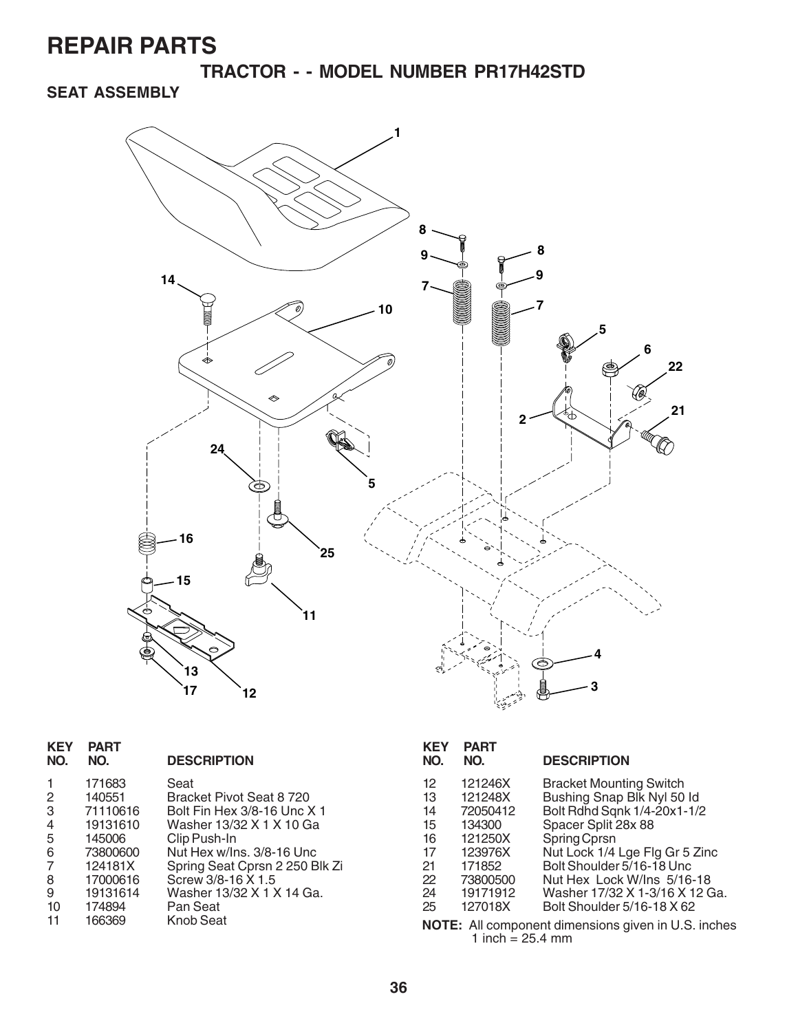# REPAIR PARTS

## TRACTOR - - MODEL NUMBER PR17H42STD

### SEAT ASSEMBLY

| KEY NO. | PART NO. | DESCRIPTION |
|---|---|---|
| 1 | 171683 | Seat |
| 2 | 140551 | Bracket Pivot Seat 8 720 |
| 3 | 71110616 | Bolt Fin Hex 3/8-16 Unc X 1 |
| 4 | 19131610 | Washer 13/32 X 1 X 10 Ga |
| 5 | 145006 | Clip Push-In |
| 6 | 73800600 | Nut Hex w/Ins. 3/8-16 Unc |
| 7 | 124181X | Spring Seat Cprsn 2 250 Blk Zi |
| 8 | 17000616 | Screw 3/8-16 X 1.5 |
| 9 | 19131614 | Washer 13/32 X 1 X 14 Ga. |
| 10 | 174894 | Pan Seat |
| 11 | 166369 | Knob Seat |
| 12 | 121246X | Bracket Mounting Switch |
| 13 | 121248X | Bushing Snap Blk Nyl 50 Id |
| 14 | 72050412 | Bolt Rdhd Sqnk 1/4-20x1-1/2 |
| 15 | 134300 | Spacer Split 28x 88 |
| 16 | 121250X | Spring Cprsn |
| 17 | 123976X | Nut Lock 1/4 Lge Flg Gr 5 Zinc |
| 21 | 171852 | Bolt Shoulder 5/16-18 Unc |
| 22 | 73800500 | Nut Hex Lock W/Ins 5/16-18 |
| 24 | 19171912 | Washer 17/32 X 1-3/16 X 12 Ga. |
| 25 | 127018X | Bolt Shoulder 5/16-18 X 62 |

**NOTE:** All component dimensions given in U.S. inches
1 inch = 25.4 mm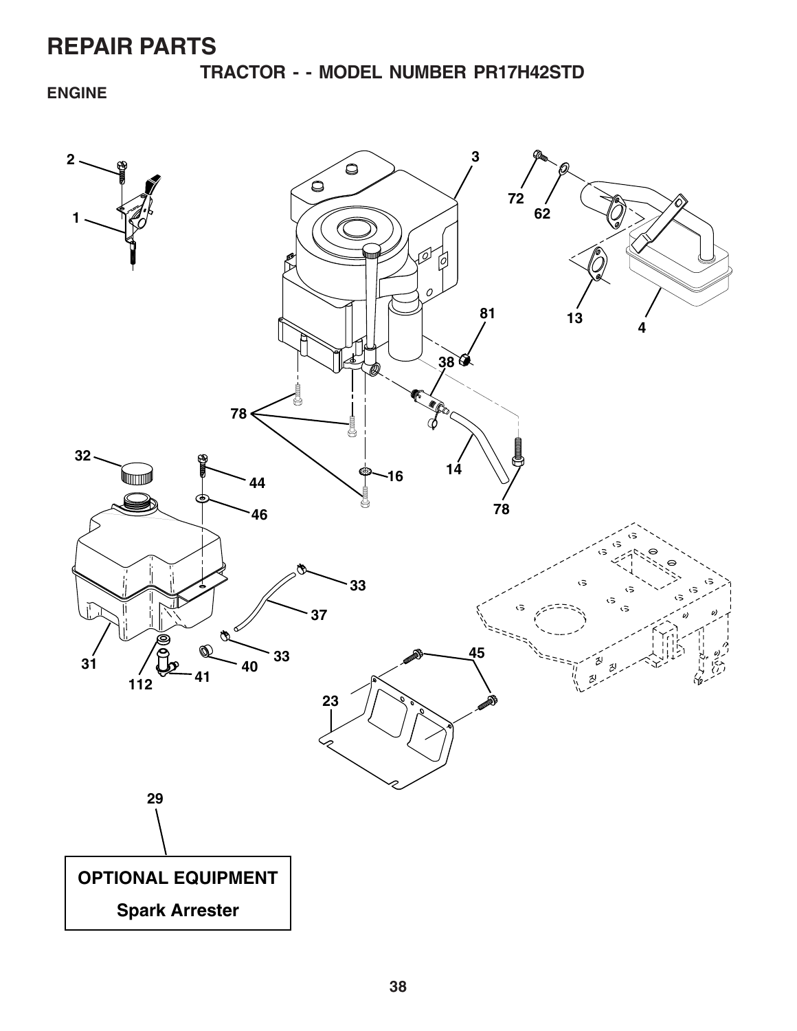# REPAIR PARTS

## TRACTOR - - MODEL NUMBER PR17H42STD

### ENGINE

2

3

72

62

1

81

13

4

38

78

32

16

14

44

78

46

33

37

45

31

33

40

112

41

23

29

**OPTIONAL EQUIPMENT**

**Spark Arrester**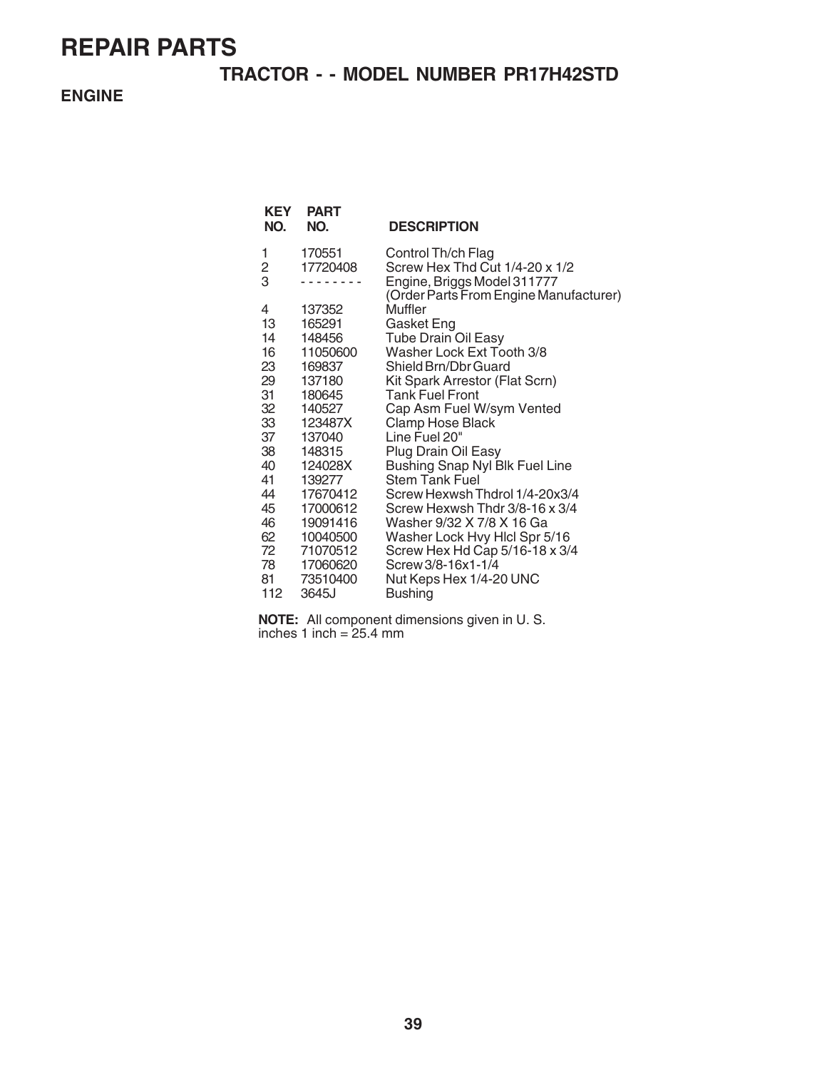# REPAIR PARTS

## TRACTOR - - MODEL NUMBER PR17H42STD

### ENGINE

| KEY NO. | PART NO. | DESCRIPTION |
|---|---|---|
| 1 | 170551 | Control Th/ch Flag |
| 2 | 17720408 | Screw Hex Thd Cut 1/4-20 x 1/2 |
| 3 | - - - - - - - - | Engine, Briggs Model 311777 (Order Parts From Engine Manufacturer) |
| 4 | 137352 | Muffler |
| 13 | 165291 | Gasket Eng |
| 14 | 148456 | Tube Drain Oil Easy |
| 16 | 11050600 | Washer Lock Ext Tooth 3/8 |
| 23 | 169837 | Shield Brn/Dbr Guard |
| 29 | 137180 | Kit Spark Arrestor (Flat Scrn) |
| 31 | 180645 | Tank Fuel Front |
| 32 | 140527 | Cap Asm Fuel W/sym Vented |
| 33 | 123487X | Clamp Hose Black |
| 37 | 137040 | Line Fuel 20" |
| 38 | 148315 | Plug Drain Oil Easy |
| 40 | 124028X | Bushing Snap Nyl Blk Fuel Line |
| 41 | 139277 | Stem Tank Fuel |
| 44 | 17670412 | Screw Hexwsh Thdrol 1/4-20x3/4 |
| 45 | 17000612 | Screw Hexwsh Thdr 3/8-16 x 3/4 |
| 46 | 19091416 | Washer 9/32 X 7/8 X 16 Ga |
| 62 | 10040500 | Washer Lock Hvy Hlcl Spr 5/16 |
| 72 | 71070512 | Screw Hex Hd Cap 5/16-18 x 3/4 |
| 78 | 17060620 | Screw 3/8-16x1-1/4 |
| 81 | 73510400 | Nut Keps Hex 1/4-20 UNC |
| 112 | 3645J | Bushing |

**NOTE:** All component dimensions given in U. S. inches 1 inch = 25.4 mm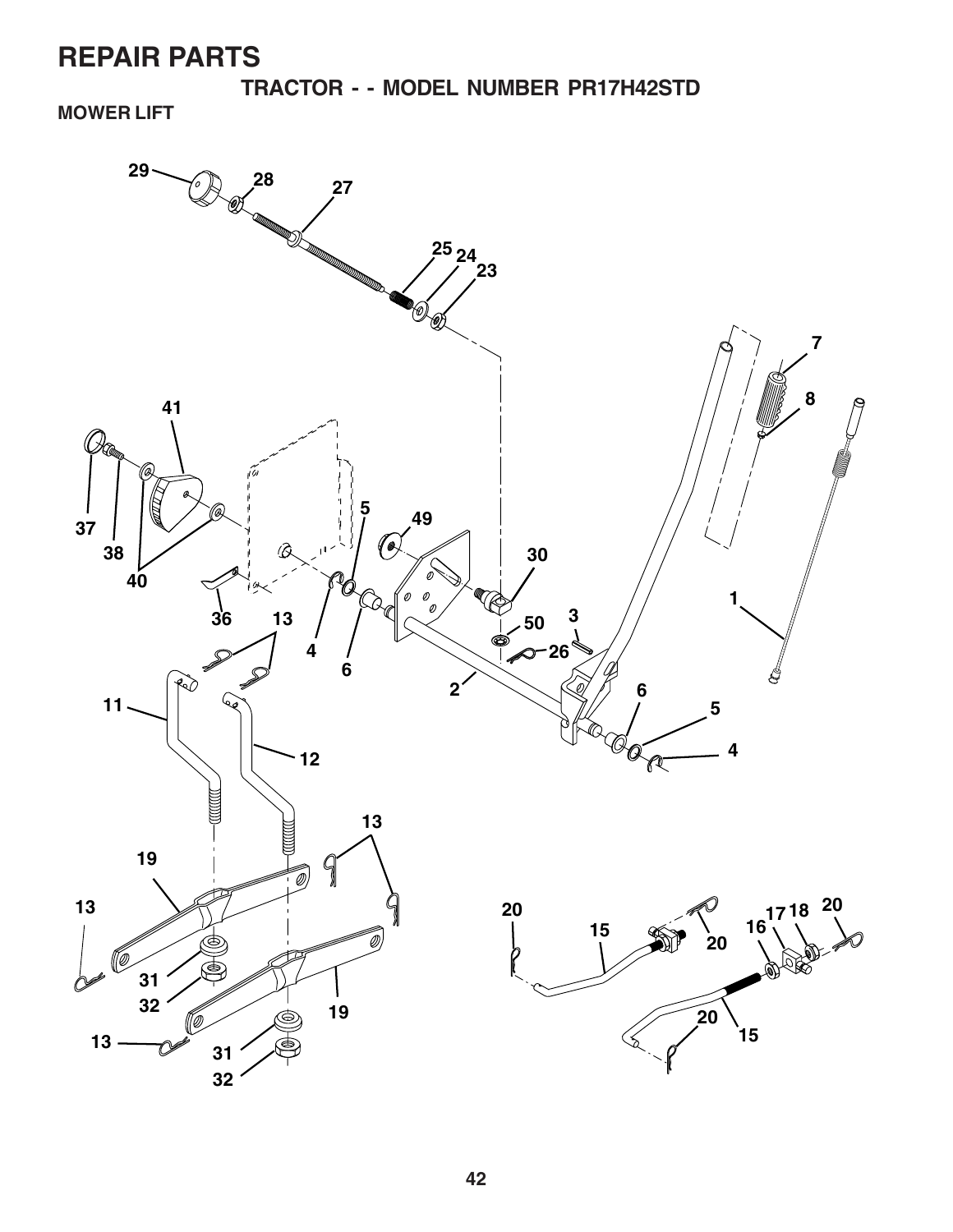# REPAIR PARTS

## TRACTOR - - MODEL NUMBER PR17H42STD

### MOWER LIFT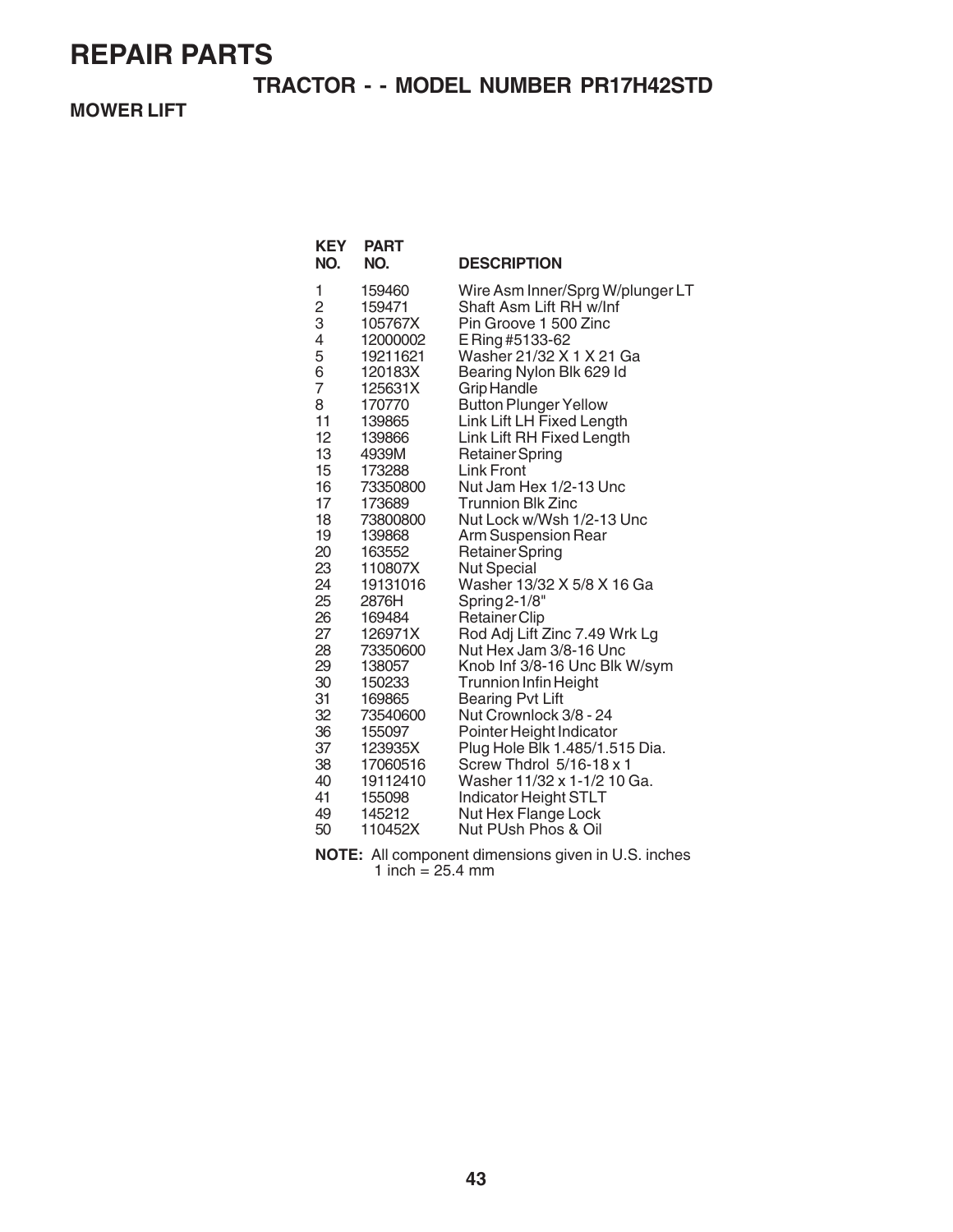# REPAIR PARTS

## TRACTOR - - MODEL NUMBER PR17H42STD

### MOWER LIFT

| KEY NO. | PART NO. | DESCRIPTION |
|---|---|---|
| 1 | 159460 | Wire Asm Inner/Sprg W/plunger LT |
| 2 | 159471 | Shaft Asm Lift RH w/Inf |
| 3 | 105767X | Pin Groove 1 500 Zinc |
| 4 | 12000002 | E Ring #5133-62 |
| 5 | 19211621 | Washer 21/32 X 1 X 21 Ga |
| 6 | 120183X | Bearing Nylon Blk 629 Id |
| 7 | 125631X | Grip Handle |
| 8 | 170770 | Button Plunger Yellow |
| 11 | 139865 | Link Lift LH Fixed Length |
| 12 | 139866 | Link Lift RH Fixed Length |
| 13 | 4939M | Retainer Spring |
| 15 | 173288 | Link Front |
| 16 | 73350800 | Nut Jam Hex 1/2-13 Unc |
| 17 | 173689 | Trunnion Blk Zinc |
| 18 | 73800800 | Nut Lock w/Wsh 1/2-13 Unc |
| 19 | 139868 | Arm Suspension Rear |
| 20 | 163552 | Retainer Spring |
| 23 | 110807X | Nut Special |
| 24 | 19131016 | Washer 13/32 X 5/8 X 16 Ga |
| 25 | 2876H | Spring 2-1/8" |
| 26 | 169484 | Retainer Clip |
| 27 | 126971X | Rod Adj Lift Zinc 7.49 Wrk Lg |
| 28 | 73350600 | Nut Hex Jam 3/8-16 Unc |
| 29 | 138057 | Knob Inf 3/8-16 Unc Blk W/sym |
| 30 | 150233 | Trunnion Infin Height |
| 31 | 169865 | Bearing Pvt Lift |
| 32 | 73540600 | Nut Crownlock 3/8 - 24 |
| 36 | 155097 | Pointer Height Indicator |
| 37 | 123935X | Plug Hole Blk 1.485/1.515 Dia. |
| 38 | 17060516 | Screw Thdrol 5/16-18 x 1 |
| 40 | 19112410 | Washer 11/32 x 1-1/2 10 Ga. |
| 41 | 155098 | Indicator Height STLT |
| 49 | 145212 | Nut Hex Flange Lock |
| 50 | 110452X | Nut PUsh Phos & Oil |

**NOTE:** All component dimensions given in U.S. inches
1 inch = 25.4 mm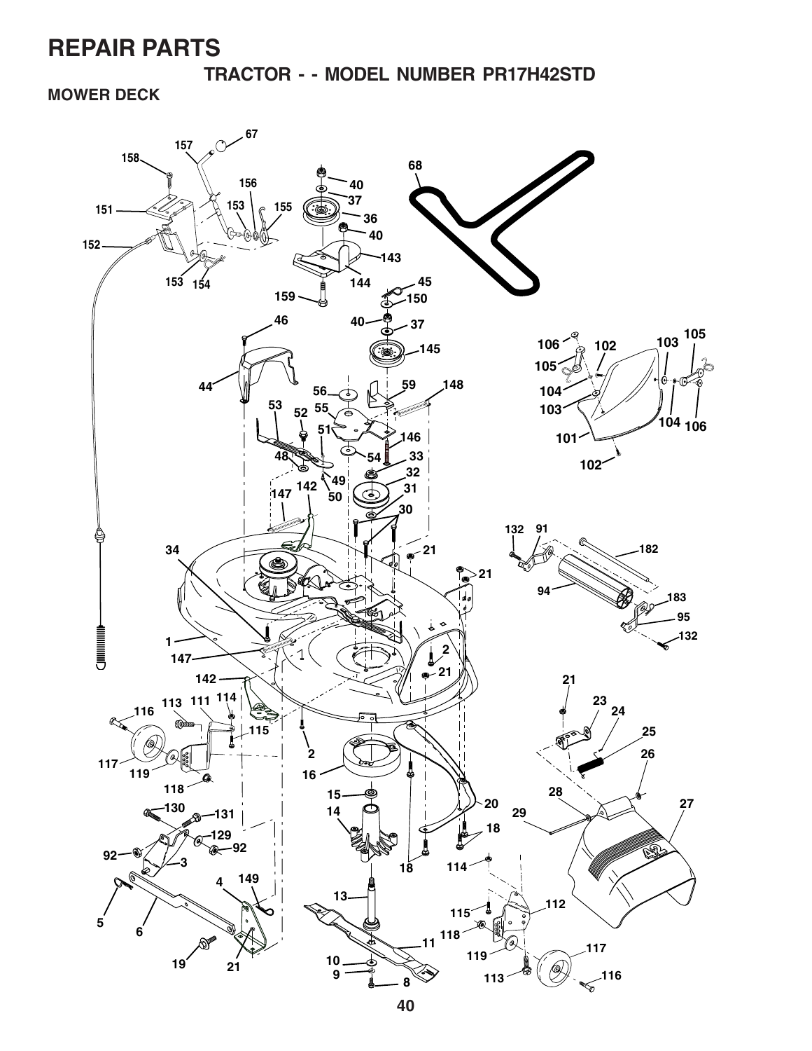# REPAIR PARTS

## TRACTOR - - MODEL NUMBER PR17H42STD

### MOWER DECK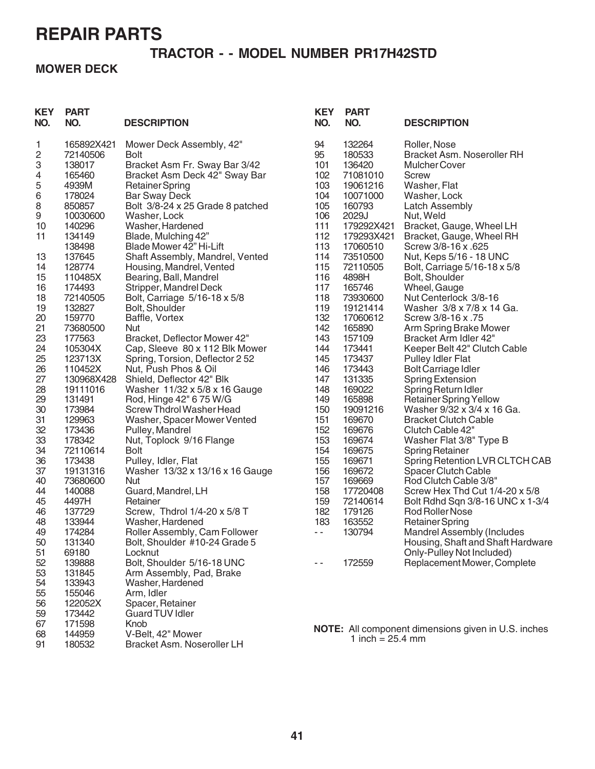# REPAIR PARTS

## TRACTOR - - MODEL NUMBER PR17H42STD

### MOWER DECK

| KEY NO. | PART NO. | DESCRIPTION |
|---|---|---|
| 1 | 165892X421 | Mower Deck Assembly, 42" |
| 2 | 72140506 | Bolt |
| 3 | 138017 | Bracket Asm Fr. Sway Bar 3/42 |
| 4 | 165460 | Bracket Asm Deck 42" Sway Bar |
| 5 | 4939M | Retainer Spring |
| 6 | 178024 | Bar Sway Deck |
| 8 | 850857 | Bolt 3/8-24 x 25 Grade 8 patched |
| 9 | 10030600 | Washer, Lock |
| 10 | 140296 | Washer, Hardened |
| 11 | 134149 | Blade, Mulching 42" |
| | 138498 | Blade Mower 42" Hi-Lift |
| 13 | 137645 | Shaft Assembly, Mandrel, Vented |
| 14 | 128774 | Housing, Mandrel, Vented |
| 15 | 110485X | Bearing, Ball, Mandrel |
| 16 | 174493 | Stripper, Mandrel Deck |
| 18 | 72140505 | Bolt, Carriage 5/16-18 x 5/8 |
| 19 | 132827 | Bolt, Shoulder |
| 20 | 159770 | Baffle, Vortex |
| 21 | 73680500 | Nut |
| 23 | 177563 | Bracket, Deflector Mower 42" |
| 24 | 105304X | Cap, Sleeve 80 x 112 Blk Mower |
| 25 | 123713X | Spring, Torsion, Deflector 2 52 |
| 26 | 110452X | Nut, Push Phos & Oil |
| 27 | 130968X428 | Shield, Deflector 42" Blk |
| 28 | 19111016 | Washer 11/32 x 5/8 x 16 Gauge |
| 29 | 131491 | Rod, Hinge 42" 6 75 W/G |
| 30 | 173984 | Screw Thdrol Washer Head |
| 31 | 129963 | Washer, Spacer Mower Vented |
| 32 | 173436 | Pulley, Mandrel |
| 33 | 178342 | Nut, Toplock 9/16 Flange |
| 34 | 72110614 | Bolt |
| 36 | 173438 | Pulley, Idler, Flat |
| 37 | 19131316 | Washer 13/32 x 13/16 x 16 Gauge |
| 40 | 73680600 | Nut |
| 44 | 140088 | Guard, Mandrel, LH |
| 45 | 4497H | Retainer |
| 46 | 137729 | Screw, Thdrol 1/4-20 x 5/8 T |
| 48 | 133944 | Washer, Hardened |
| 49 | 174284 | Roller Assembly, Cam Follower |
| 50 | 131340 | Bolt, Shoulder #10-24 Grade 5 |
| 51 | 69180 | Locknut |
| 52 | 139888 | Bolt, Shoulder 5/16-18 UNC |
| 53 | 131845 | Arm Assembly, Pad, Brake |
| 54 | 133943 | Washer, Hardened |
| 55 | 155046 | Arm, Idler |
| 56 | 122052X | Spacer, Retainer |
| 59 | 173442 | Guard TUV Idler |
| 67 | 171598 | Knob |
| 68 | 144959 | V-Belt, 42" Mower |
| 91 | 180532 | Bracket Asm. Noseroller LH |
| 94 | 132264 | Roller, Nose |
| 95 | 180533 | Bracket Asm. Noseroller RH |
| 101 | 136420 | Mulcher Cover |
| 102 | 71081010 | Screw |
| 103 | 19061216 | Washer, Flat |
| 104 | 10071000 | Washer, Lock |
| 105 | 160793 | Latch Assembly |
| 106 | 2029J | Nut, Weld |
| 111 | 179292X421 | Bracket, Gauge, Wheel LH |
| 112 | 179293X421 | Bracket, Gauge, Wheel RH |
| 113 | 17060510 | Screw 3/8-16 x .625 |
| 114 | 73510500 | Nut, Keps 5/16 - 18 UNC |
| 115 | 72110505 | Bolt, Carriage 5/16-18 x 5/8 |
| 116 | 4898H | Bolt, Shoulder |
| 117 | 165746 | Wheel, Gauge |
| 118 | 73930600 | Nut Centerlock 3/8-16 |
| 119 | 19121414 | Washer 3/8 x 7/8 x 14 Ga. |
| 132 | 17060612 | Screw 3/8-16 x .75 |
| 142 | 165890 | Arm Spring Brake Mower |
| 143 | 157109 | Bracket Arm Idler 42" |
| 144 | 173441 | Keeper Belt 42" Clutch Cable |
| 145 | 173437 | Pulley Idler Flat |
| 146 | 173443 | Bolt Carriage Idler |
| 147 | 131335 | Spring Extension |
| 148 | 169022 | Spring Return Idler |
| 149 | 165898 | Retainer Spring Yellow |
| 150 | 19091216 | Washer 9/32 x 3/4 x 16 Ga. |
| 151 | 169670 | Bracket Clutch Cable |
| 152 | 169676 | Clutch Cable 42" |
| 153 | 169674 | Washer Flat 3/8" Type B |
| 154 | 169675 | Spring Retainer |
| 155 | 169671 | Spring Retention LVR CLTCH CAB |
| 156 | 169672 | Spacer Clutch Cable |
| 157 | 169669 | Rod Clutch Cable 3/8" |
| 158 | 17720408 | Screw Hex Thd Cut 1/4-20 x 5/8 |
| 159 | 72140614 | Bolt Rdhd Sqn 3/8-16 UNC x 1-3/4 |
| 182 | 179126 | Rod Roller Nose |
| 183 | 163552 | Retainer Spring |
| - - | 130794 | Mandrel Assembly (Includes Housing, Shaft and Shaft Hardware Only-Pulley Not Included) |
| - - | 172559 | Replacement Mower, Complete |

**NOTE:** All component dimensions given in U.S. inches
1 inch = 25.4 mm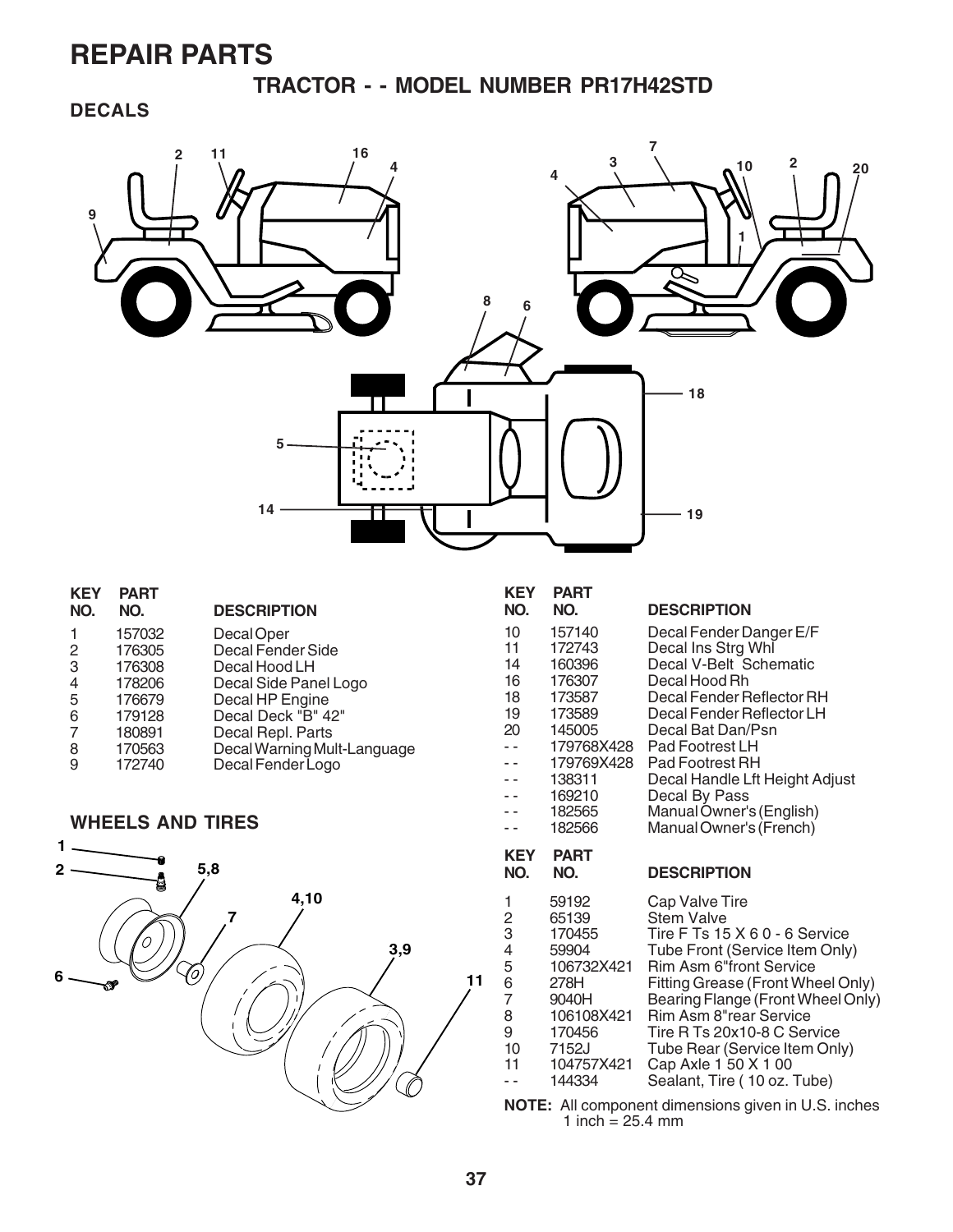# REPAIR PARTS

## TRACTOR - - MODEL NUMBER PR17H42STD

### DECALS

| KEY NO. | PART NO. | DESCRIPTION |
|---|---|---|
| 1 | 157032 | Decal Oper |
| 2 | 176305 | Decal Fender Side |
| 3 | 176308 | Decal Hood LH |
| 4 | 178206 | Decal Side Panel Logo |
| 5 | 176679 | Decal HP Engine |
| 6 | 179128 | Decal Deck "B" 42" |
| 7 | 180891 | Decal Repl. Parts |
| 8 | 170563 | Decal Warning Mult-Language |
| 9 | 172740 | Decal Fender Logo |
| 10 | 157140 | Decal Fender Danger E/F |
| 11 | 172743 | Decal Ins Strg Whl |
| 14 | 160396 | Decal V-Belt Schematic |
| 16 | 176307 | Decal Hood Rh |
| 18 | 173587 | Decal Fender Reflector RH |
| 19 | 173589 | Decal Fender Reflector LH |
| 20 | 145005 | Decal Bat Dan/Psn |
| - - | 179768X428 | Pad Footrest LH |
| - - | 179769X428 | Pad Footrest RH |
| - - | 138311 | Decal Handle Lft Height Adjust |
| - - | 169210 | Decal By Pass |
| - - | 182565 | Manual Owner's (English) |
| - - | 182566 | Manual Owner's (French) |

### WHEELS AND TIRES

| KEY NO. | PART NO. | DESCRIPTION |
|---|---|---|
| 1 | 59192 | Cap Valve Tire |
| 2 | 65139 | Stem Valve |
| 3 | 170455 | Tire F Ts 15 X 6 0 - 6 Service |
| 4 | 59904 | Tube Front (Service Item Only) |
| 5 | 106732X421 | Rim Asm 6"front Service |
| 6 | 278H | Fitting Grease (Front Wheel Only) |
| 7 | 9040H | Bearing Flange (Front Wheel Only) |
| 8 | 106108X421 | Rim Asm 8"rear Service |
| 9 | 170456 | Tire R Ts 20x10-8 C Service |
| 10 | 7152J | Tube Rear (Service Item Only) |
| 11 | 104757X421 | Cap Axle 1 50 X 1 00 |
| - - | 144334 | Sealant, Tire ( 10 oz. Tube) |

**NOTE:** All component dimensions given in U.S. inches
1 inch = 25.4 mm